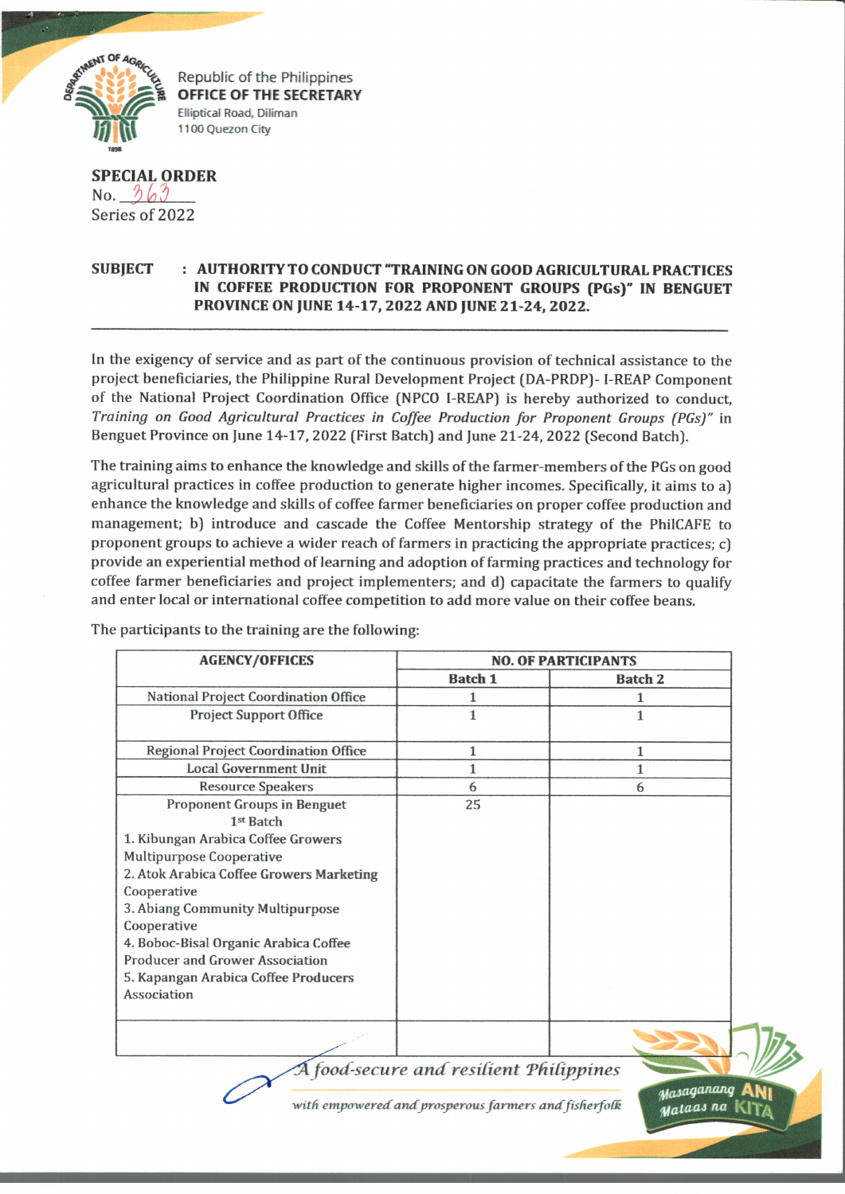Republic of the Philippines
**OFFICE OF THE SECRETARY**
Elliptical Road, Diliman
1100 Quezon City

**SPECIAL ORDER**
No. 363
Series of 2022

**SUBJECT : AUTHORITY TO CONDUCT "TRAINING ON GOOD AGRICULTURAL PRACTICES IN COFFEE PRODUCTION FOR PROPONENT GROUPS (PGs)" IN BENGUET PROVINCE ON JUNE 14-17, 2022 AND JUNE 21-24, 2022.**

---

In the exigency of service and as part of the continuous provision of technical assistance to the project beneficiaries, the Philippine Rural Development Project (DA-PRDP)- I-REAP Component of the National Project Coordination Office (NPCO I-REAP) is hereby authorized to conduct, *Training on Good Agricultural Practices in Coffee Production for Proponent Groups (PGs)"* in Benguet Province on June 14-17, 2022 (First Batch) and June 21-24, 2022 (Second Batch).

The training aims to enhance the knowledge and skills of the farmer-members of the PGs on good agricultural practices in coffee production to generate higher incomes. Specifically, it aims to a) enhance the knowledge and skills of coffee farmer beneficiaries on proper coffee production and management; b) introduce and cascade the Coffee Mentorship strategy of the PhilCAFE to proponent groups to achieve a wider reach of farmers in practicing the appropriate practices; c) provide an experiential method of learning and adoption of farming practices and technology for coffee farmer beneficiaries and project implementers; and d) capacitate the farmers to qualify and enter local or international coffee competition to add more value on their coffee beans.

The participants to the training are the following:

| AGENCY/OFFICES | NO. OF PARTICIPANTS | |
|---|---|---|
| | Batch 1 | Batch 2 |
| National Project Coordination Office | 1 | 1 |
| Project Support Office | 1 | 1 |
| Regional Project Coordination Office | 1 | 1 |
| Local Government Unit | 1 | 1 |
| Resource Speakers | 6 | 6 |
| Proponent Groups in Benguet<br>1st Batch<br>1. Kibungan Arabica Coffee Growers Multipurpose Cooperative<br>2. Atok Arabica Coffee Growers Marketing Cooperative<br>3. Abiang Community Multipurpose Cooperative<br>4. Boboc-Bisal Organic Arabica Coffee Producer and Grower Association<br>5. Kapangan Arabica Coffee Producers Association | 25 | |
| | | |

*A food-secure and resilient Philippines*
*with empowered and prosperous farmers and fisherfolk*

Masaganang ANI Mataas na KITA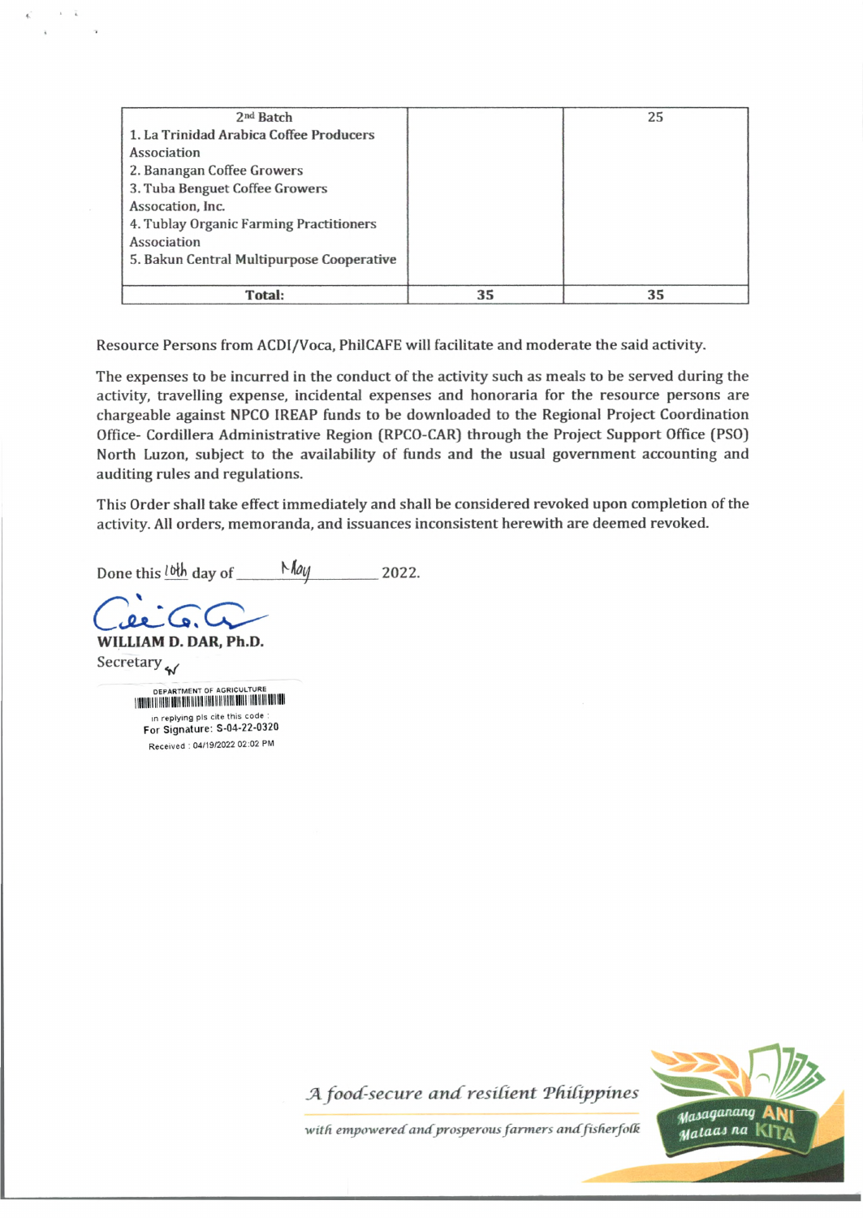| | | |
|---|---|---|
| 2nd Batch<br>1. La Trinidad Arabica Coffee Producers Association<br>2. Banangan Coffee Growers<br>3. Tuba Benguet Coffee Growers Assocation, Inc.<br>4. Tublay Organic Farming Practitioners Association<br>5. Bakun Central Multipurpose Cooperative | | 25 |
| **Total:** | **35** | **35** |

Resource Persons from ACDI/Voca, PhilCAFE will facilitate and moderate the said activity.

The expenses to be incurred in the conduct of the activity such as meals to be served during the activity, travelling expense, incidental expenses and honoraria for the resource persons are chargeable against NPCO IREAP funds to be downloaded to the Regional Project Coordination Office- Cordillera Administrative Region (RPCO-CAR) through the Project Support Office (PSO) North Luzon, subject to the availability of funds and the usual government accounting and auditing rules and regulations.

This Order shall take effect immediately and shall be considered revoked upon completion of the activity. All orders, memoranda, and issuances inconsistent herewith are deemed revoked.

Done this 10th day of May 2022.

**WILLIAM D. DAR, Ph.D.**
Secretary

DEPARTMENT OF AGRICULTURE
in replying pls cite this code :
For Signature: S-04-22-0320
Received : 04/19/2022 02:02 PM

*A food-secure and resilient Philippines*
*with empowered and prosperous farmers and fisherfolk*

Masaganang ANI Mataas na KITA